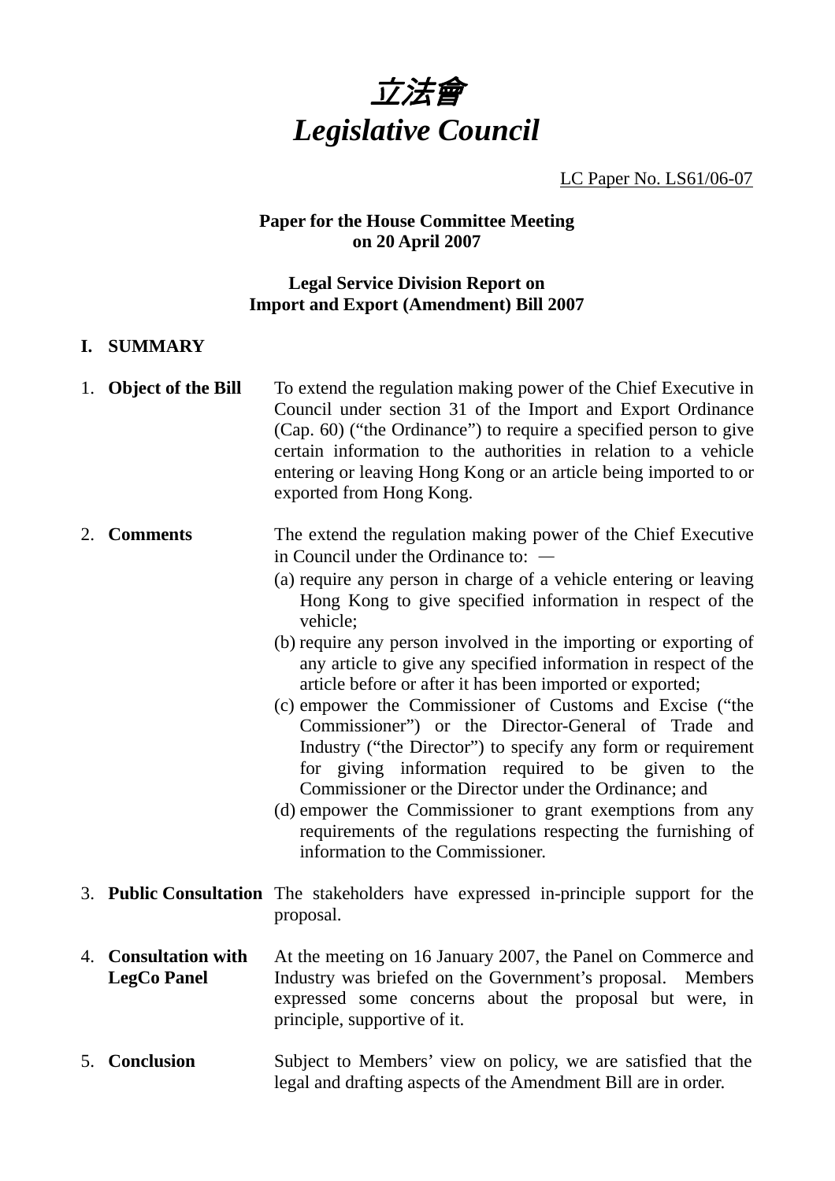# 立法會
# *Legislative Council*

LC Paper No. LS61/06-07

**Paper for the House Committee Meeting on 20 April 2007**

**Legal Service Division Report on Import and Export (Amendment) Bill 2007**

## I. SUMMARY

1. **Object of the Bill**

   To extend the regulation making power of the Chief Executive in Council under section 31 of the Import and Export Ordinance (Cap. 60) ("the Ordinance") to require a specified person to give certain information to the authorities in relation to a vehicle entering or leaving Hong Kong or an article being imported to or exported from Hong Kong.

2. **Comments**

   The extend the regulation making power of the Chief Executive in Council under the Ordinance to: —

   (a) require any person in charge of a vehicle entering or leaving Hong Kong to give specified information in respect of the vehicle;

   (b) require any person involved in the importing or exporting of any article to give any specified information in respect of the article before or after it has been imported or exported;

   (c) empower the Commissioner of Customs and Excise ("the Commissioner") or the Director-General of Trade and Industry ("the Director") to specify any form or requirement for giving information required to be given to the Commissioner or the Director under the Ordinance; and

   (d) empower the Commissioner to grant exemptions from any requirements of the regulations respecting the furnishing of information to the Commissioner.

3. **Public Consultation**

   The stakeholders have expressed in-principle support for the proposal.

4. **Consultation with LegCo Panel**

   At the meeting on 16 January 2007, the Panel on Commerce and Industry was briefed on the Government's proposal. Members expressed some concerns about the proposal but were, in principle, supportive of it.

5. **Conclusion**

   Subject to Members' view on policy, we are satisfied that the legal and drafting aspects of the Amendment Bill are in order.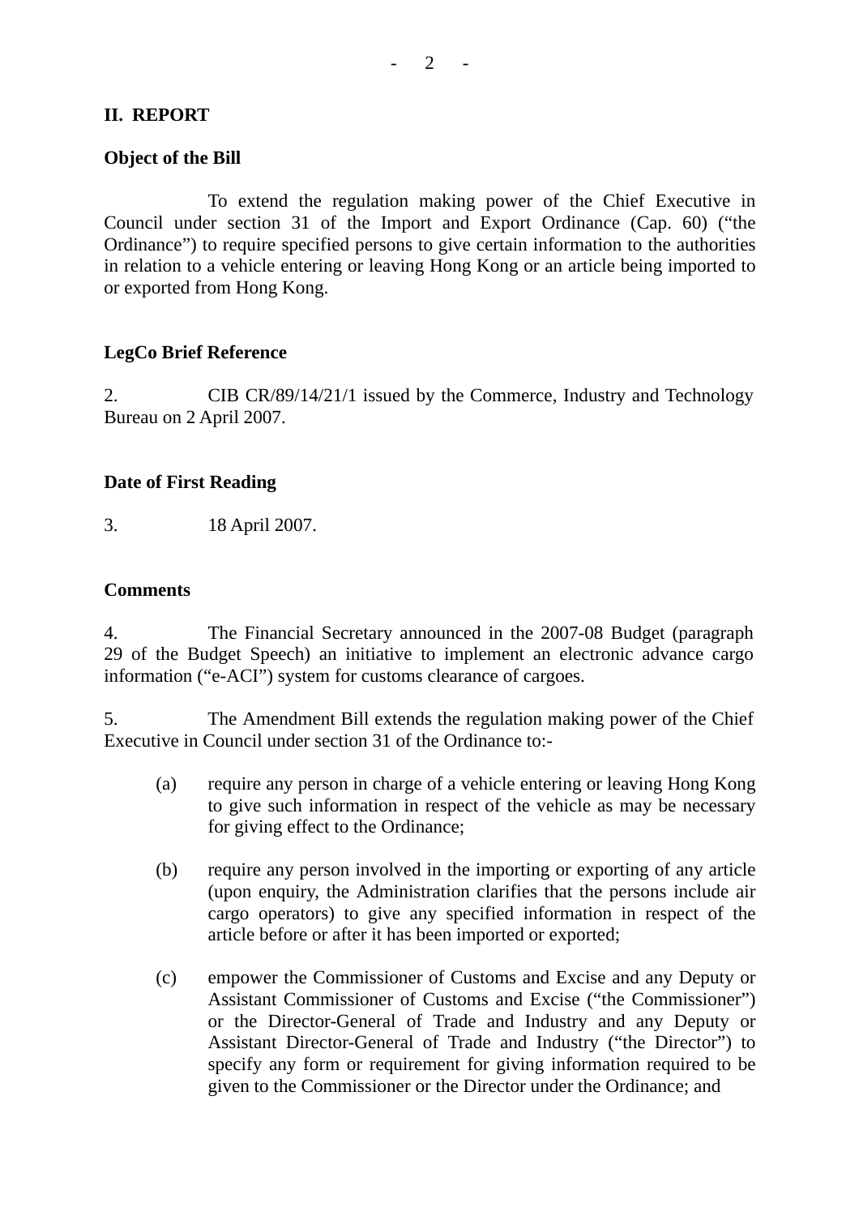## II. REPORT

### Object of the Bill

To extend the regulation making power of the Chief Executive in Council under section 31 of the Import and Export Ordinance (Cap. 60) ("the Ordinance") to require specified persons to give certain information to the authorities in relation to a vehicle entering or leaving Hong Kong or an article being imported to or exported from Hong Kong.

### LegCo Brief Reference

2. CIB CR/89/14/21/1 issued by the Commerce, Industry and Technology Bureau on 2 April 2007.

### Date of First Reading

3. 18 April 2007.

### Comments

4. The Financial Secretary announced in the 2007-08 Budget (paragraph 29 of the Budget Speech) an initiative to implement an electronic advance cargo information ("e-ACI") system for customs clearance of cargoes.

5. The Amendment Bill extends the regulation making power of the Chief Executive in Council under section 31 of the Ordinance to:-

(a) require any person in charge of a vehicle entering or leaving Hong Kong to give such information in respect of the vehicle as may be necessary for giving effect to the Ordinance;

(b) require any person involved in the importing or exporting of any article (upon enquiry, the Administration clarifies that the persons include air cargo operators) to give any specified information in respect of the article before or after it has been imported or exported;

(c) empower the Commissioner of Customs and Excise and any Deputy or Assistant Commissioner of Customs and Excise ("the Commissioner") or the Director-General of Trade and Industry and any Deputy or Assistant Director-General of Trade and Industry ("the Director") to specify any form or requirement for giving information required to be given to the Commissioner or the Director under the Ordinance; and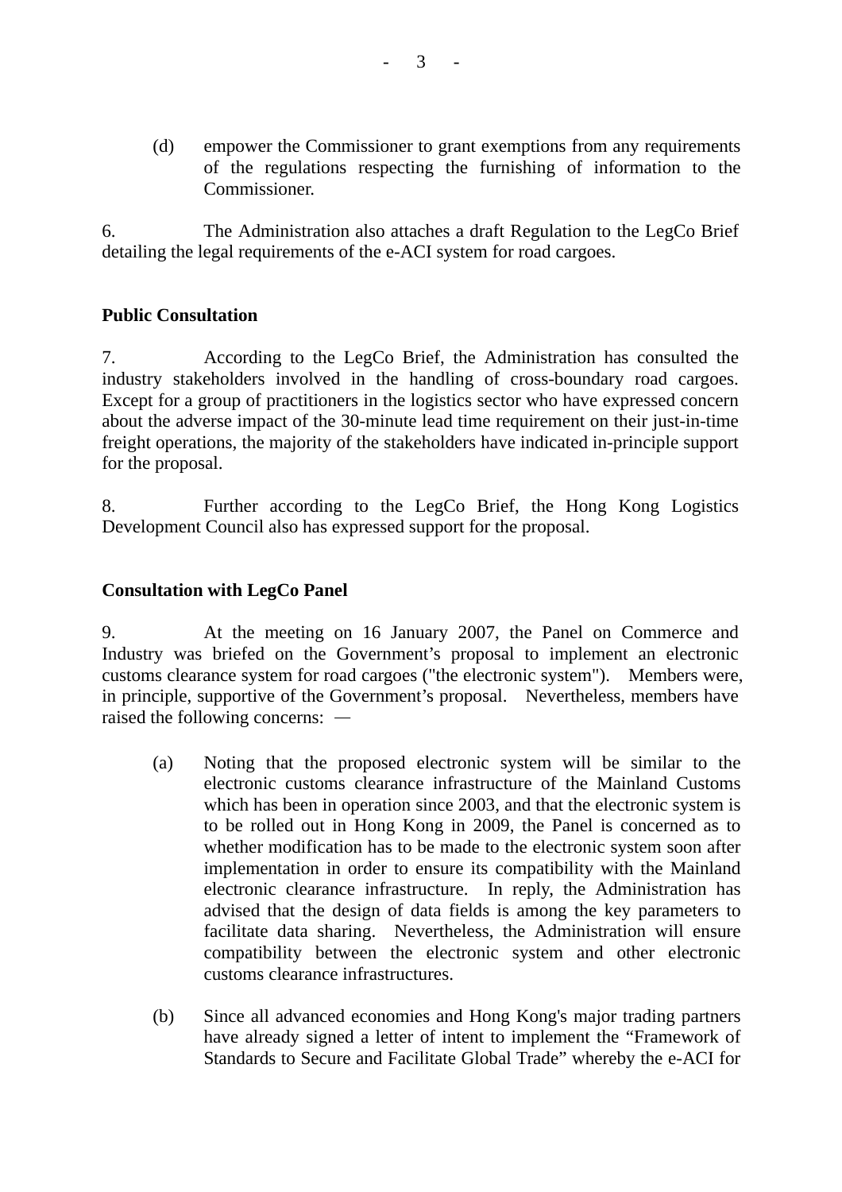(d) empower the Commissioner to grant exemptions from any requirements of the regulations respecting the furnishing of information to the Commissioner.

6. The Administration also attaches a draft Regulation to the LegCo Brief detailing the legal requirements of the e-ACI system for road cargoes.

**Public Consultation**

7. According to the LegCo Brief, the Administration has consulted the industry stakeholders involved in the handling of cross-boundary road cargoes. Except for a group of practitioners in the logistics sector who have expressed concern about the adverse impact of the 30-minute lead time requirement on their just-in-time freight operations, the majority of the stakeholders have indicated in-principle support for the proposal.

8. Further according to the LegCo Brief, the Hong Kong Logistics Development Council also has expressed support for the proposal.

**Consultation with LegCo Panel**

9. At the meeting on 16 January 2007, the Panel on Commerce and Industry was briefed on the Government's proposal to implement an electronic customs clearance system for road cargoes ("the electronic system"). Members were, in principle, supportive of the Government's proposal. Nevertheless, members have raised the following concerns: —

(a) Noting that the proposed electronic system will be similar to the electronic customs clearance infrastructure of the Mainland Customs which has been in operation since 2003, and that the electronic system is to be rolled out in Hong Kong in 2009, the Panel is concerned as to whether modification has to be made to the electronic system soon after implementation in order to ensure its compatibility with the Mainland electronic clearance infrastructure. In reply, the Administration has advised that the design of data fields is among the key parameters to facilitate data sharing. Nevertheless, the Administration will ensure compatibility between the electronic system and other electronic customs clearance infrastructures.

(b) Since all advanced economies and Hong Kong's major trading partners have already signed a letter of intent to implement the "Framework of Standards to Secure and Facilitate Global Trade" whereby the e-ACI for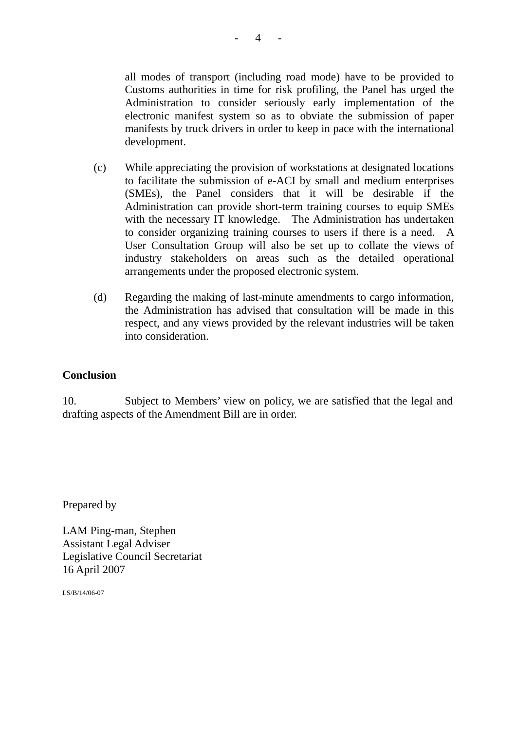all modes of transport (including road mode) have to be provided to Customs authorities in time for risk profiling, the Panel has urged the Administration to consider seriously early implementation of the electronic manifest system so as to obviate the submission of paper manifests by truck drivers in order to keep in pace with the international development.

(c) While appreciating the provision of workstations at designated locations to facilitate the submission of e-ACI by small and medium enterprises (SMEs), the Panel considers that it will be desirable if the Administration can provide short-term training courses to equip SMEs with the necessary IT knowledge. The Administration has undertaken to consider organizing training courses to users if there is a need. A User Consultation Group will also be set up to collate the views of industry stakeholders on areas such as the detailed operational arrangements under the proposed electronic system.

(d) Regarding the making of last-minute amendments to cargo information, the Administration has advised that consultation will be made in this respect, and any views provided by the relevant industries will be taken into consideration.

**Conclusion**

10. Subject to Members' view on policy, we are satisfied that the legal and drafting aspects of the Amendment Bill are in order.

Prepared by

LAM Ping-man, Stephen
Assistant Legal Adviser
Legislative Council Secretariat
16 April 2007

LS/B/14/06-07